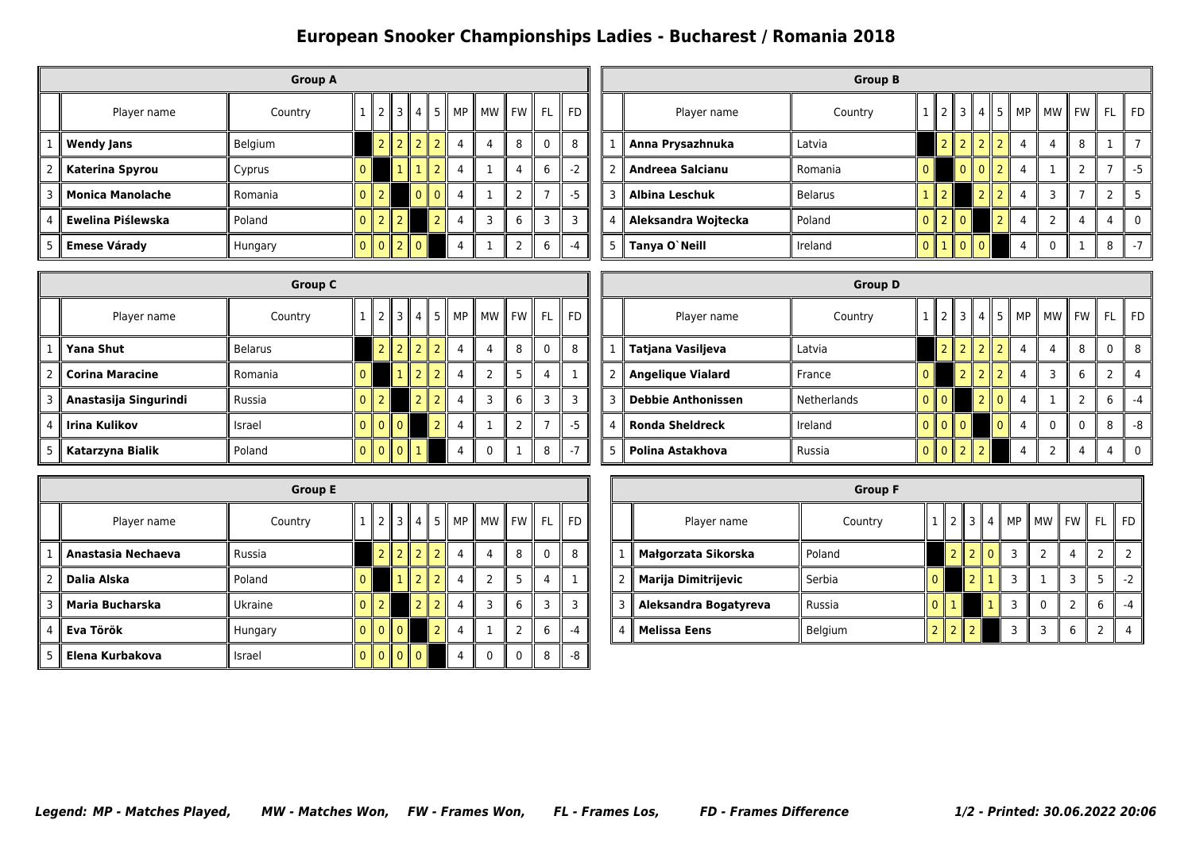# European Snooker Championships Ladies - Bucharest / Romania 2018

| Group A | | | | | | | | | | | | | |
|---|---|---|---|---|---|---|---|---|---|---|---|---|---|
| | Player name | Country | 1 | 2 | 3 | 4 | 5 | MP | MW | FW | FL | FD |
| 1 | **Wendy Jans** | Belgium | | 2 | 2 | 2 | 2 | 4 | 4 | 8 | 0 | 8 |
| 2 | **Katerina Spyrou** | Cyprus | 0 | | 1 | 1 | 2 | 4 | 1 | 4 | 6 | -2 |
| 3 | **Monica Manolache** | Romania | 0 | 2 | | 0 | 0 | 4 | 1 | 2 | 7 | -5 |
| 4 | **Ewelina Piślewska** | Poland | 0 | 2 | 2 | | 2 | 4 | 3 | 6 | 3 | 3 |
| 5 | **Emese Várady** | Hungary | 0 | 0 | 2 | 0 | | 4 | 1 | 2 | 6 | -4 |

| Group B | | | | | | | | | | | | | |
|---|---|---|---|---|---|---|---|---|---|---|---|---|---|
| | Player name | Country | 1 | 2 | 3 | 4 | 5 | MP | MW | FW | FL | FD |
| 1 | **Anna Prysazhnuka** | Latvia | | 2 | 2 | 2 | 2 | 4 | 4 | 8 | 1 | 7 |
| 2 | **Andreea Salcianu** | Romania | 0 | | 0 | 0 | 2 | 4 | 1 | 2 | 7 | -5 |
| 3 | **Albina Leschuk** | Belarus | 1 | 2 | | 2 | 2 | 4 | 3 | 7 | 2 | 5 |
| 4 | **Aleksandra Wojtecka** | Poland | 0 | 2 | 0 | | 2 | 4 | 2 | 4 | 4 | 0 |
| 5 | **Tanya O`Neill** | Ireland | 0 | 1 | 0 | 0 | | 4 | 0 | 1 | 8 | -7 |

| Group C | | | | | | | | | | | | | |
|---|---|---|---|---|---|---|---|---|---|---|---|---|---|
| | Player name | Country | 1 | 2 | 3 | 4 | 5 | MP | MW | FW | FL | FD |
| 1 | **Yana Shut** | Belarus | | 2 | 2 | 2 | 2 | 4 | 4 | 8 | 0 | 8 |
| 2 | **Corina Maracine** | Romania | 0 | | 1 | 2 | 2 | 4 | 2 | 5 | 4 | 1 |
| 3 | **Anastasija Singurindi** | Russia | 0 | 2 | | 2 | 2 | 4 | 3 | 6 | 3 | 3 |
| 4 | **Irina Kulikov** | Israel | 0 | 0 | 0 | | 2 | 4 | 1 | 2 | 7 | -5 |
| 5 | **Katarzyna Bialik** | Poland | 0 | 0 | 0 | 1 | | 4 | 0 | 1 | 8 | -7 |

| Group D | | | | | | | | | | | | | |
|---|---|---|---|---|---|---|---|---|---|---|---|---|---|
| | Player name | Country | 1 | 2 | 3 | 4 | 5 | MP | MW | FW | FL | FD |
| 1 | **Tatjana Vasiljeva** | Latvia | | 2 | 2 | 2 | 2 | 4 | 4 | 8 | 0 | 8 |
| 2 | **Angelique Vialard** | France | 0 | | 2 | 2 | 2 | 4 | 3 | 6 | 2 | 4 |
| 3 | **Debbie Anthonissen** | Netherlands | 0 | 0 | | 2 | 0 | 4 | 1 | 2 | 6 | -4 |
| 4 | **Ronda Sheldreck** | Ireland | 0 | 0 | 0 | | 0 | 4 | 0 | 0 | 8 | -8 |
| 5 | **Polina Astakhova** | Russia | 0 | 0 | 2 | 2 | | 4 | 2 | 4 | 4 | 0 |

| Group E | | | | | | | | | | | | | |
|---|---|---|---|---|---|---|---|---|---|---|---|---|---|
| | Player name | Country | 1 | 2 | 3 | 4 | 5 | MP | MW | FW | FL | FD |
| 1 | **Anastasia Nechaeva** | Russia | | 2 | 2 | 2 | 2 | 4 | 4 | 8 | 0 | 8 |
| 2 | **Dalia Alska** | Poland | 0 | | 1 | 2 | 2 | 4 | 2 | 5 | 4 | 1 |
| 3 | **Maria Bucharska** | Ukraine | 0 | 2 | | 2 | 2 | 4 | 3 | 6 | 3 | 3 |
| 4 | **Eva Török** | Hungary | 0 | 0 | 0 | | 2 | 4 | 1 | 2 | 6 | -4 |
| 5 | **Elena Kurbakova** | Israel | 0 | 0 | 0 | 0 | | 4 | 0 | 0 | 8 | -8 |

| Group F | | | | | | | | | | | |
|---|---|---|---|---|---|---|---|---|---|---|---|
| | Player name | Country | 1 | 2 | 3 | 4 | MP | MW | FW | FL | FD |
| 1 | **Małgorzata Sikorska** | Poland | | 2 | 2 | 0 | 3 | 2 | 4 | 2 | 2 |
| 2 | **Marija Dimitrijevic** | Serbia | 0 | | 2 | 1 | 3 | 1 | 3 | 5 | -2 |
| 3 | **Aleksandra Bogatyreva** | Russia | 0 | 1 | | 1 | 3 | 0 | 2 | 6 | -4 |
| 4 | **Melissa Eens** | Belgium | 2 | 2 | 2 | | 3 | 3 | 6 | 2 | 4 |

***Legend: MP - Matches Played, MW - Matches Won, FW - Frames Won, FL - Frames Los, FD - Frames Difference***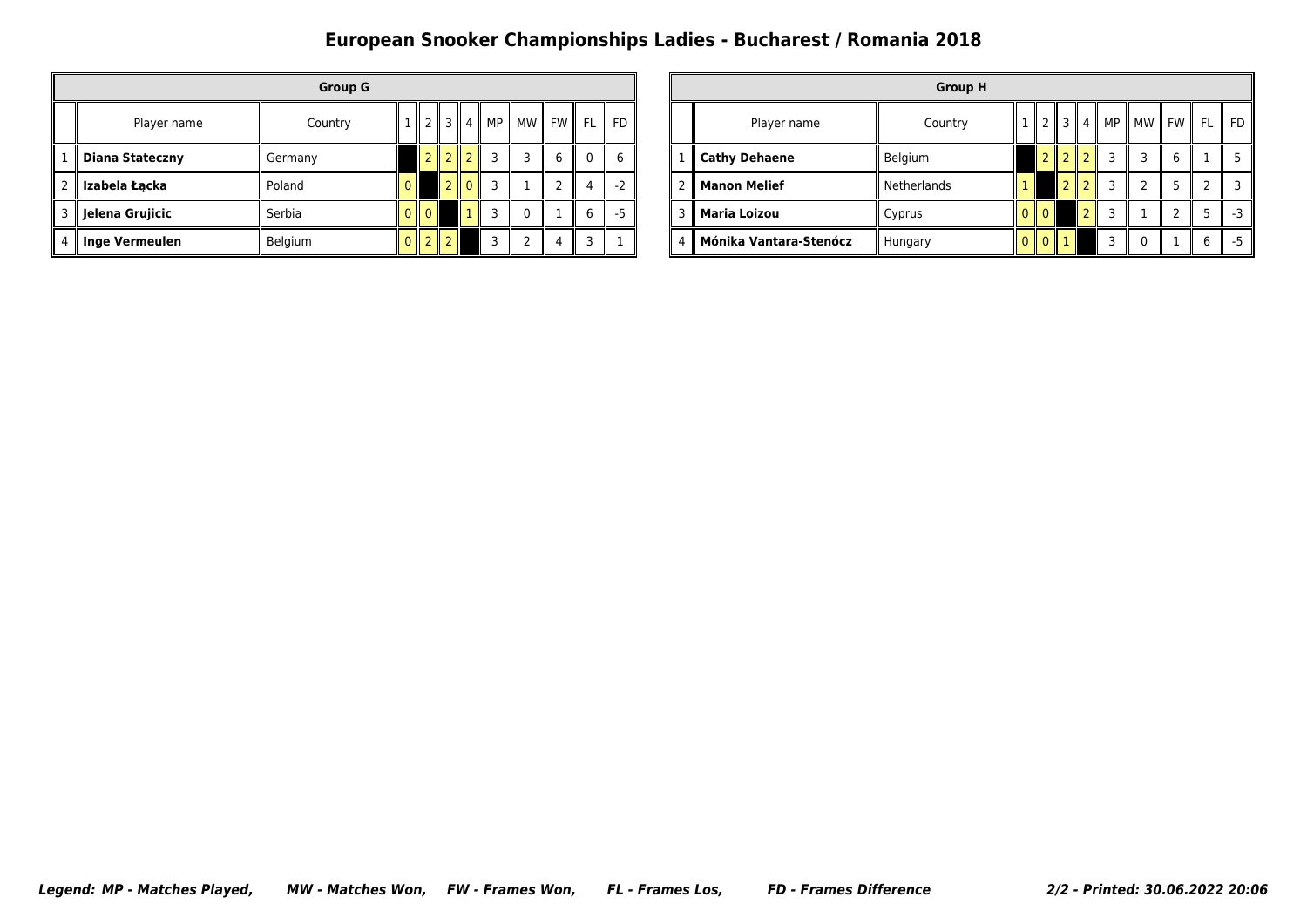# European Snooker Championships Ladies - Bucharest / Romania 2018

**Group G**

| | Player name | Country | 1 | 2 | 3 | 4 | MP | MW | FW | FL | FD |
|---|---|---|---|---|---|---|---|---|---|---|---|
| 1 | **Diana Stateczny** | Germany | | 2 | 2 | 2 | 3 | 3 | 6 | 0 | 6 |
| 2 | **Izabela Łącka** | Poland | 0 | | 2 | 0 | 3 | 1 | 2 | 4 | -2 |
| 3 | **Jelena Grujicic** | Serbia | 0 | 0 | | 1 | 3 | 0 | 1 | 6 | -5 |
| 4 | **Inge Vermeulen** | Belgium | 0 | 2 | 2 | | 3 | 2 | 4 | 3 | 1 |

**Group H**

| | Player name | Country | 1 | 2 | 3 | 4 | MP | MW | FW | FL | FD |
|---|---|---|---|---|---|---|---|---|---|---|---|
| 1 | **Cathy Dehaene** | Belgium | | 2 | 2 | 2 | 3 | 3 | 6 | 1 | 5 |
| 2 | **Manon Melief** | Netherlands | 1 | | 2 | 2 | 3 | 2 | 5 | 2 | 3 |
| 3 | **Maria Loizou** | Cyprus | 0 | 0 | | 2 | 3 | 1 | 2 | 5 | -3 |
| 4 | **Mónika Vantara-Stenócz** | Hungary | 0 | 0 | 1 | | 3 | 0 | 1 | 6 | -5 |

***Legend: MP - Matches Played, MW - Matches Won, FW - Frames Won, FL - Frames Los, FD - Frames Difference***